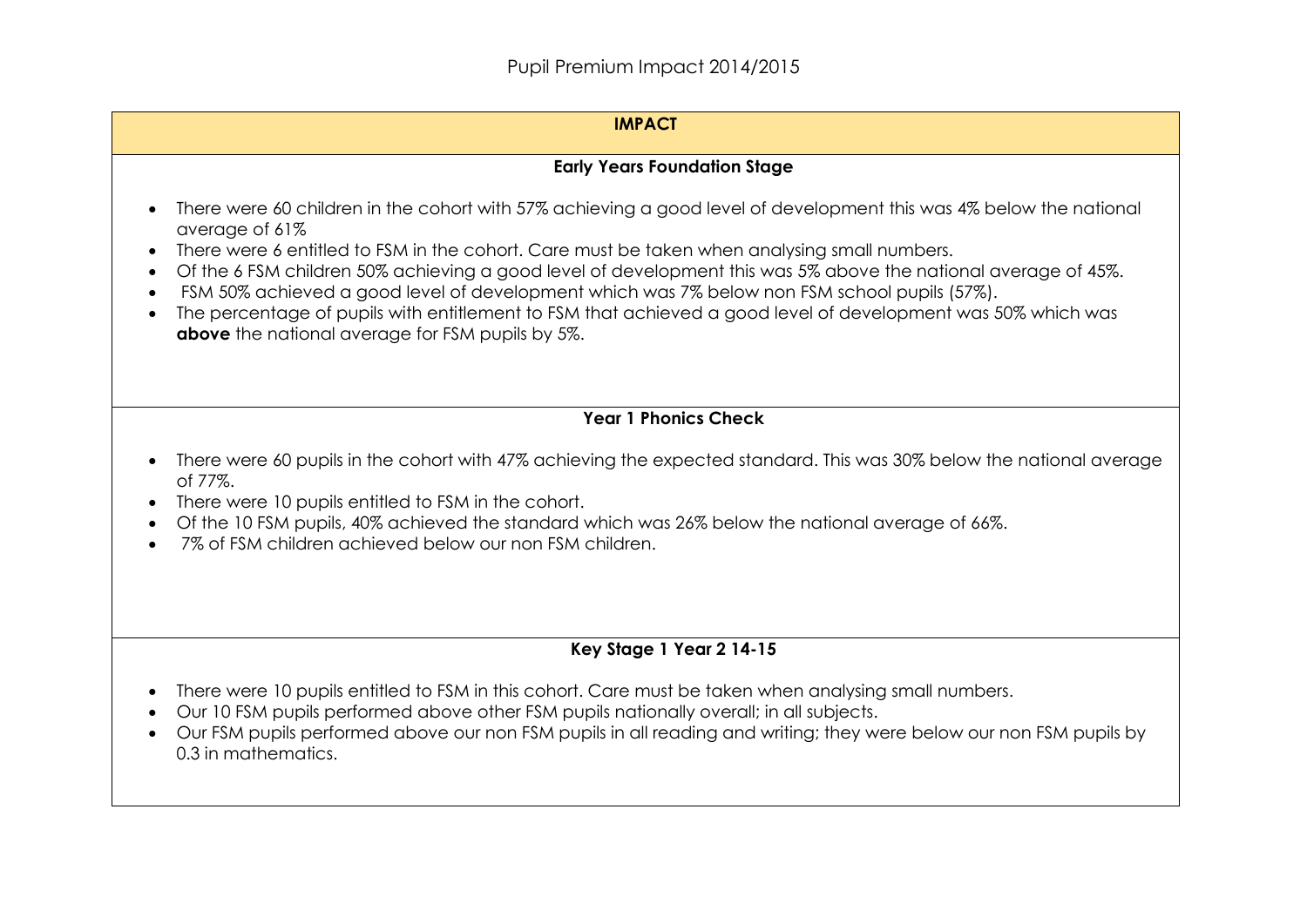# Pupil Premium Impact 2014/2015

## IMPACT

### Early Years Foundation Stage

- There were 60 children in the cohort with 57% achieving a good level of development this was 4% below the national average of 61%
- There were 6 entitled to FSM in the cohort. Care must be taken when analysing small numbers.
- Of the 6 FSM children 50% achieving a good level of development this was 5% above the national average of 45%.
- FSM 50% achieved a good level of development which was 7% below non FSM school pupils (57%).
- The percentage of pupils with entitlement to FSM that achieved a good level of development was 50% which was **above** the national average for FSM pupils by 5%.

### Year 1 Phonics Check

- There were 60 pupils in the cohort with 47% achieving the expected standard. This was 30% below the national average of 77%.
- There were 10 pupils entitled to FSM in the cohort.
- Of the 10 FSM pupils, 40% achieved the standard which was 26% below the national average of 66%.
- 7% of FSM children achieved below our non FSM children.

### Key Stage 1 Year 2 14-15

- There were 10 pupils entitled to FSM in this cohort. Care must be taken when analysing small numbers.
- Our 10 FSM pupils performed above other FSM pupils nationally overall; in all subjects.
- Our FSM pupils performed above our non FSM pupils in all reading and writing; they were below our non FSM pupils by 0.3 in mathematics.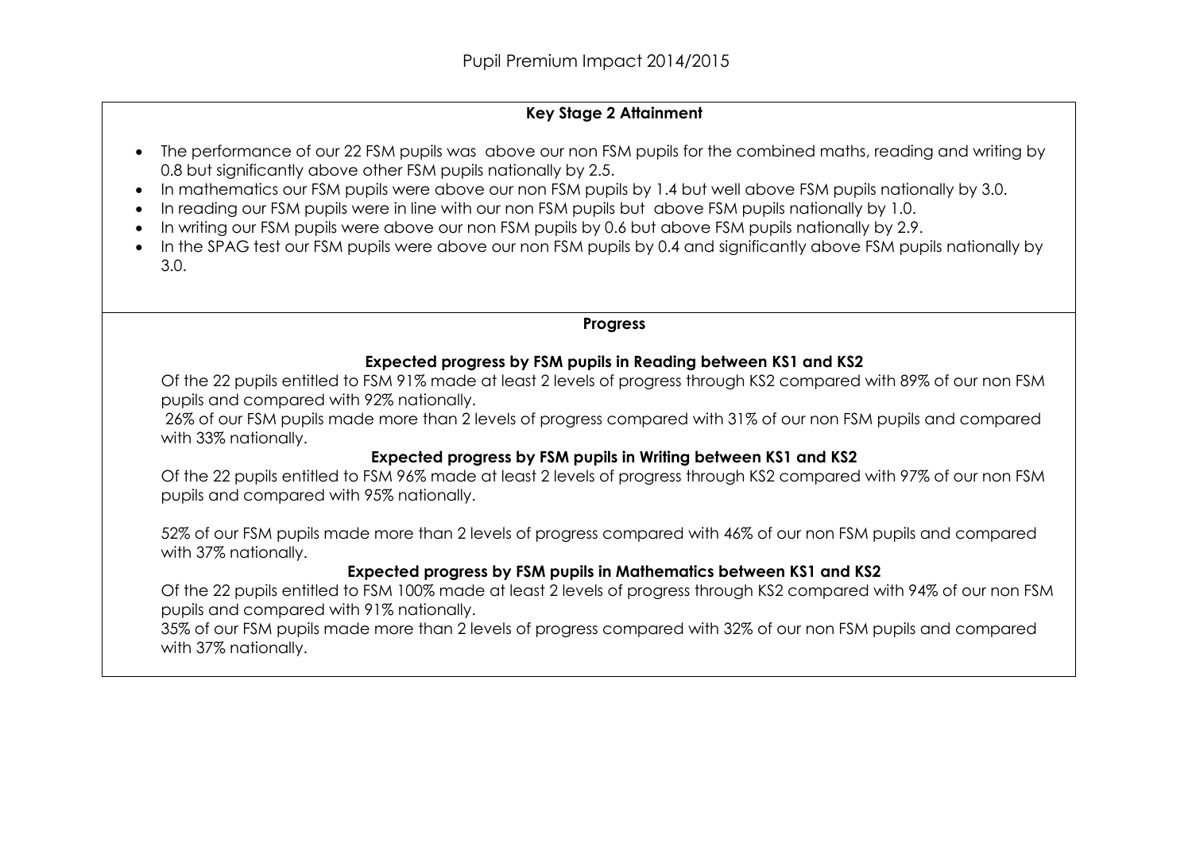# Pupil Premium Impact 2014/2015

## Key Stage 2 Attainment

- The performance of our 22 FSM pupils was above our non FSM pupils for the combined maths, reading and writing by 0.8 but significantly above other FSM pupils nationally by 2.5.
- In mathematics our FSM pupils were above our non FSM pupils by 1.4 but well above FSM pupils nationally by 3.0.
- In reading our FSM pupils were in line with our non FSM pupils but above FSM pupils nationally by 1.0.
- In writing our FSM pupils were above our non FSM pupils by 0.6 but above FSM pupils nationally by 2.9.
- In the SPAG test our FSM pupils were above our non FSM pupils by 0.4 and significantly above FSM pupils nationally by 3.0.

## Progress

### Expected progress by FSM pupils in Reading between KS1 and KS2

Of the 22 pupils entitled to FSM 91% made at least 2 levels of progress through KS2 compared with 89% of our non FSM pupils and compared with 92% nationally.

26% of our FSM pupils made more than 2 levels of progress compared with 31% of our non FSM pupils and compared with 33% nationally.

### Expected progress by FSM pupils in Writing between KS1 and KS2

Of the 22 pupils entitled to FSM 96% made at least 2 levels of progress through KS2 compared with 97% of our non FSM pupils and compared with 95% nationally.

52% of our FSM pupils made more than 2 levels of progress compared with 46% of our non FSM pupils and compared with 37% nationally.

### Expected progress by FSM pupils in Mathematics between KS1 and KS2

Of the 22 pupils entitled to FSM 100% made at least 2 levels of progress through KS2 compared with 94% of our non FSM pupils and compared with 91% nationally.

35% of our FSM pupils made more than 2 levels of progress compared with 32% of our non FSM pupils and compared with 37% nationally.